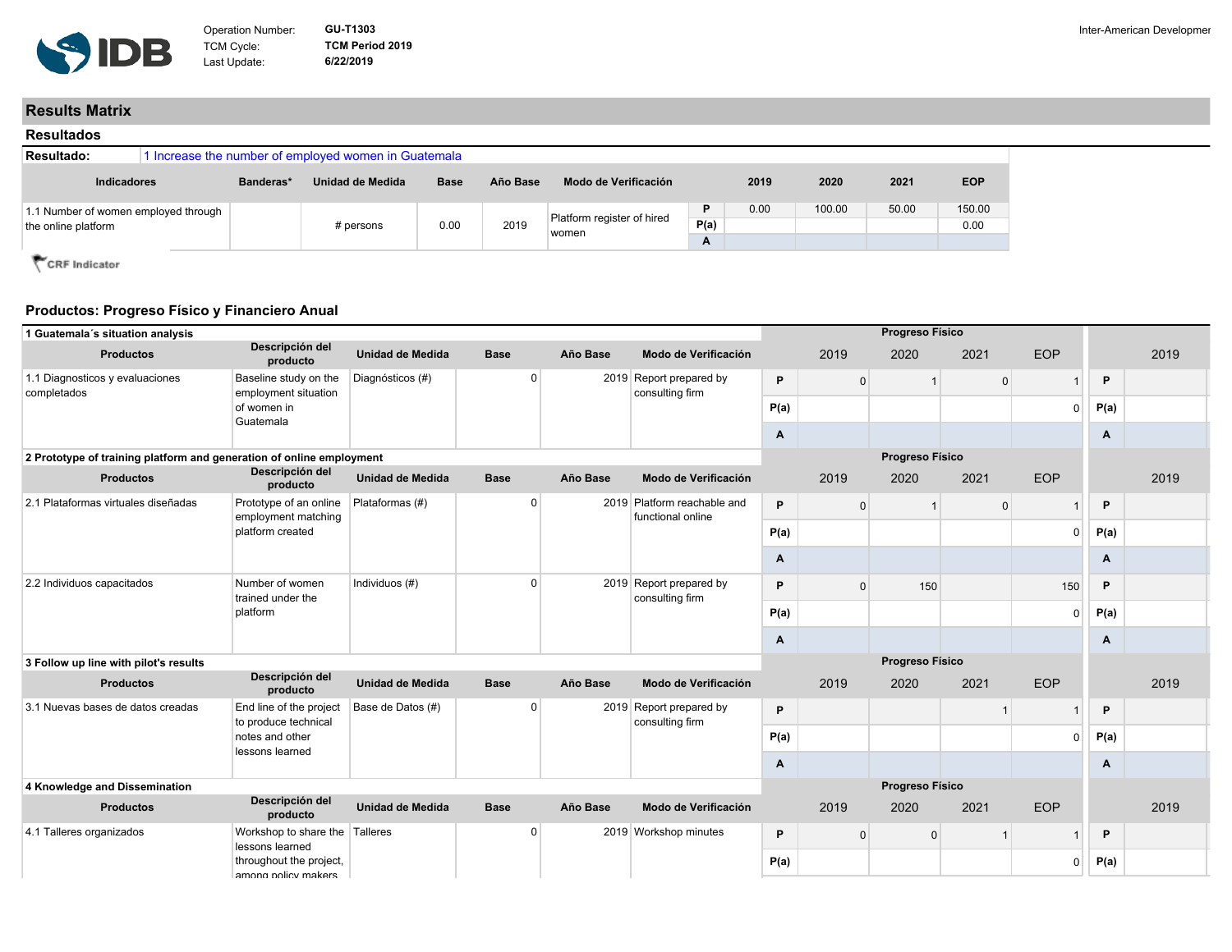Operation Number: **GU-T1303**
TCM Cycle: **TCM Period 2019**
Last Update: **6/22/2019**

Inter-American Developmer

## Results Matrix

### Resultados

**Resultado:** 1 Increase the number of employed women in Guatemala

| Indicadores | Banderas* | Unidad de Medida | Base | Año Base | Modo de Verificación | | 2019 | 2020 | 2021 | EOP |
|---|---|---|---|---|---|---|---|---|---|---|
| 1.1 Number of women employed through the online platform | | # persons | 0.00 | 2019 | Platform register of hired women | P | 0.00 | 100.00 | 50.00 | 150.00 |
| | | | | | | P(a) | | | | 0.00 |
| | | | | | | A | | | | |

CRF Indicator

### Productos: Progreso Físico y Financiero Anual

**1 Guatemala´s situation analysis**

| Productos | Descripción del producto | Unidad de Medida | Base | Año Base | Modo de Verificación | | 2019 | 2020 | 2021 | EOP | | 2019 |
|---|---|---|---|---|---|---|---|---|---|---|---|---|
| 1.1 Diagnosticos y evaluaciones completados | Baseline study on the employment situation of women in Guatemala | Diagnósticos (#) | 0 | 2019 | Report prepared by consulting firm | P | 0 | 1 | 0 | 1 | P | |
| | | | | | | P(a) | | | | 0 | P(a) | |
| | | | | | | A | | | | | A | |

**2 Prototype of training platform and generation of online employment**

| Productos | Descripción del producto | Unidad de Medida | Base | Año Base | Modo de Verificación | | 2019 | 2020 | 2021 | EOP | | 2019 |
|---|---|---|---|---|---|---|---|---|---|---|---|---|
| 2.1 Plataformas virtuales diseñadas | Prototype of an online employment matching platform created | Plataformas (#) | 0 | 2019 | Platform reachable and functional online | P | 0 | 1 | 0 | 1 | P | |
| | | | | | | P(a) | | | | 0 | P(a) | |
| | | | | | | A | | | | | A | |
| 2.2 Individuos capacitados | Number of women trained under the platform | Individuos (#) | 0 | 2019 | Report prepared by consulting firm | P | 0 | 150 | | 150 | P | |
| | | | | | | P(a) | | | | 0 | P(a) | |
| | | | | | | A | | | | | A | |

**3 Follow up line with pilot's results**

| Productos | Descripción del producto | Unidad de Medida | Base | Año Base | Modo de Verificación | | 2019 | 2020 | 2021 | EOP | | 2019 |
|---|---|---|---|---|---|---|---|---|---|---|---|---|
| 3.1 Nuevas bases de datos creadas | End line of the project to produce technical notes and other lessons learned | Base de Datos (#) | 0 | 2019 | Report prepared by consulting firm | P | | | 1 | 1 | P | |
| | | | | | | P(a) | | | | 0 | P(a) | |
| | | | | | | A | | | | | A | |

**4 Knowledge and Dissemination**

| Productos | Descripción del producto | Unidad de Medida | Base | Año Base | Modo de Verificación | | 2019 | 2020 | 2021 | EOP | | 2019 |
|---|---|---|---|---|---|---|---|---|---|---|---|---|
| 4.1 Talleres organizados | Workshop to share the lessons learned throughout the project, among policy makers | Talleres | 0 | 2019 | Workshop minutes | P | 0 | 0 | 1 | 1 | P | |
| | | | | | | P(a) | | | | 0 | P(a) | |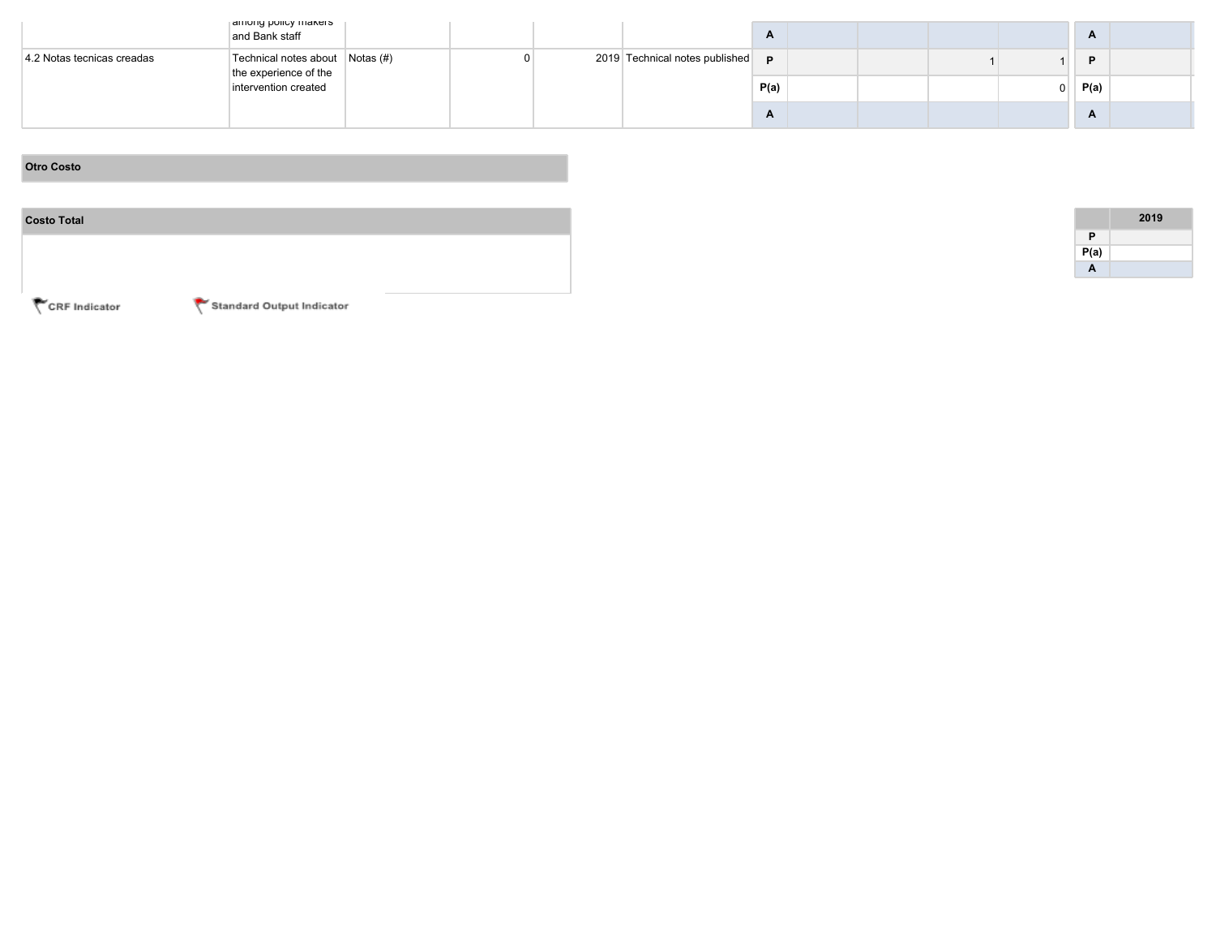| | | | | | | | | | | | | | |
|---|---|---|---|---|---|---|---|---|---|---|---|---|---|
| | among policy makers and Bank staff | | | | | A | | | | | A | | |
| 4.2 Notas tecnicas creadas | Technical notes about the experience of the intervention created | Notas (#) | 0 | 2019 | Technical notes published | P | | | 1 | 1 | P | | |
| | | | | | | P(a) | | | | 0 | P(a) | | |
| | | | | | | A | | | | | A | | |

**Otro Costo**

**Costo Total**

| | 2019 |
|---|---|
| P | |
| P(a) | |
| A | |

CRF Indicator    Standard Output Indicator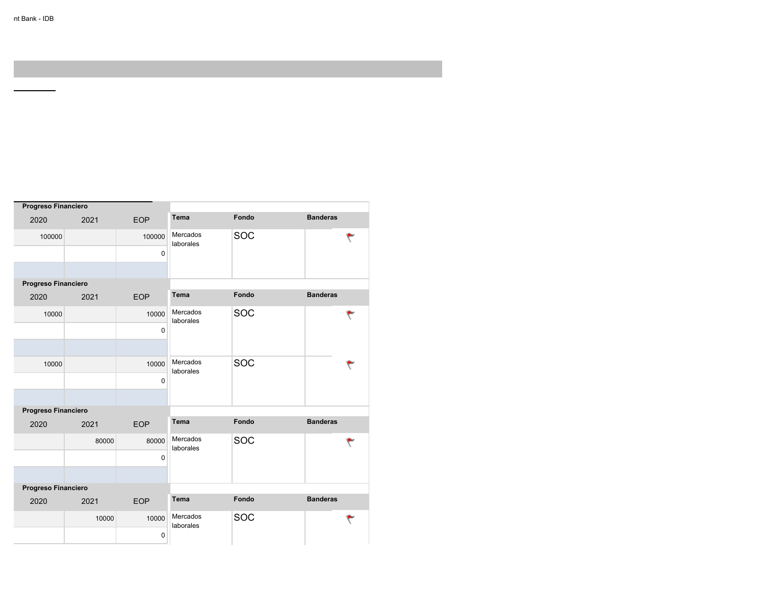| Progreso Financiero | | | | | |
|---|---|---|---|---|---|
| 2020 | 2021 | EOP | Tema | Fondo | Banderas |
| 100000 | | 100000 | Mercados laborales | SOC | |
| | | 0 | | | |

| Progreso Financiero | | | | | |
|---|---|---|---|---|---|
| 2020 | 2021 | EOP | Tema | Fondo | Banderas |
| 10000 | | 10000 | Mercados laborales | SOC | |
| | | 0 | | | |
| 10000 | | 10000 | Mercados laborales | SOC | |
| | | 0 | | | |

| Progreso Financiero | | | | | |
|---|---|---|---|---|---|
| 2020 | 2021 | EOP | Tema | Fondo | Banderas |
| | 80000 | 80000 | Mercados laborales | SOC | |
| | | 0 | | | |

| Progreso Financiero | | | | | |
|---|---|---|---|---|---|
| 2020 | 2021 | EOP | Tema | Fondo | Banderas |
| | 10000 | 10000 | Mercados laborales | SOC | |
| | | 0 | | | |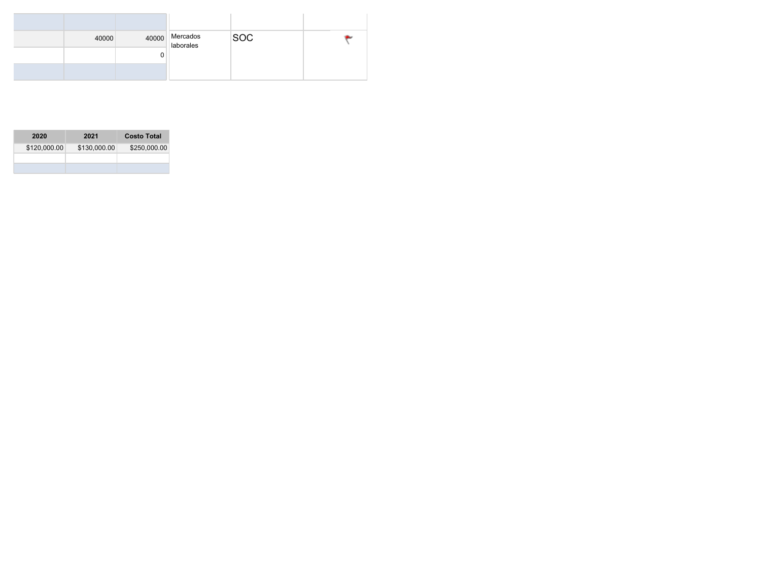| | | | | | |
|---|---|---|---|---|---|
| | | | | | |
| | 40000 | 40000 | Mercados laborales | SOC | |
| | | 0 | | | |
| | | | | | |

| 2020 | 2021 | Costo Total |
|---|---|---|
| $120,000.00 | $130,000.00 | $250,000.00 |
| | | |
| | | |